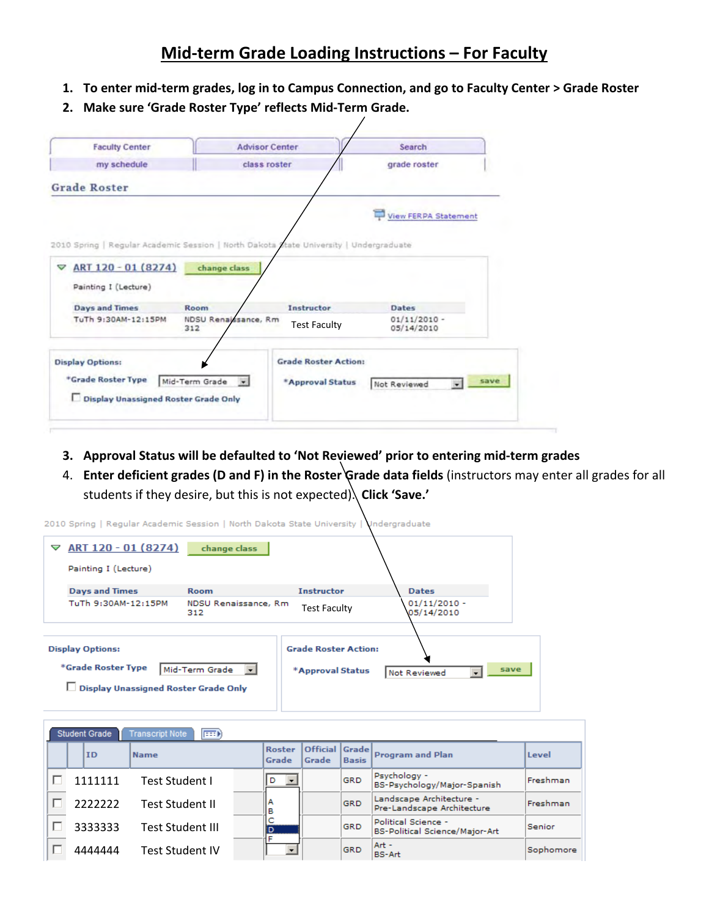# Mid-term Grade Loading Instructions – For Faculty

1. **To enter mid-term grades, log in to Campus Connection, and go to Faculty Center > Grade Roster**
2. **Make sure 'Grade Roster Type' reflects Mid-Term Grade.**

Faculty Center | Advisor Center | Search

my schedule | class roster | grade roster

**Grade Roster**

View FERPA Statement

2010 Spring | Regular Academic Session | North Dakota State University | Undergraduate

ART 120 - 01 (8274) change class

Painting I (Lecture)

| Days and Times | Room | Instructor | Dates |
|---|---|---|---|
| TuTh 9:30AM-12:15PM | NDSU Renaissance, Rm 312 | Test Faculty | 01/11/2010 - 05/14/2010 |

**Display Options:**

*Grade Roster Type: Mid-Term Grade

Display Unassigned Roster Grade Only

**Grade Roster Action:**

*Approval Status: Not Reviewed — save

3. **Approval Status will be defaulted to 'Not Reviewed' prior to entering mid-term grades**
4. **Enter deficient grades (D and F) in the Roster Grade data fields** (instructors may enter all grades for all students if they desire, but this is not expected). **Click 'Save.'**

2010 Spring | Regular Academic Session | North Dakota State University | Undergraduate

ART 120 - 01 (8274) change class

Painting I (Lecture)

| Days and Times | Room | Instructor | Dates |
|---|---|---|---|
| TuTh 9:30AM-12:15PM | NDSU Renaissance, Rm 312 | Test Faculty | 01/11/2010 - 05/14/2010 |

**Display Options:**

*Grade Roster Type: Mid-Term Grade

Display Unassigned Roster Grade Only

**Grade Roster Action:**

*Approval Status: Not Reviewed — save

Student Grade | Transcript Note

| | ID | Name | Roster Grade | Official Grade | Grade Basis | Program and Plan | Level |
|---|---|---|---|---|---|---|---|
| ☐ | 1111111 | Test Student I | D | | GRD | Psychology - BS-Psychology/Major-Spanish | Freshman |
| ☐ | 2222222 | Test Student II | A, B, C, D, F | | GRD | Landscape Architecture - Pre-Landscape Architecture | Freshman |
| ☐ | 3333333 | Test Student III | | | GRD | Political Science - BS-Political Science/Major-Art | Senior |
| ☐ | 4444444 | Test Student IV | | | GRD | Art - BS-Art | Sophomore |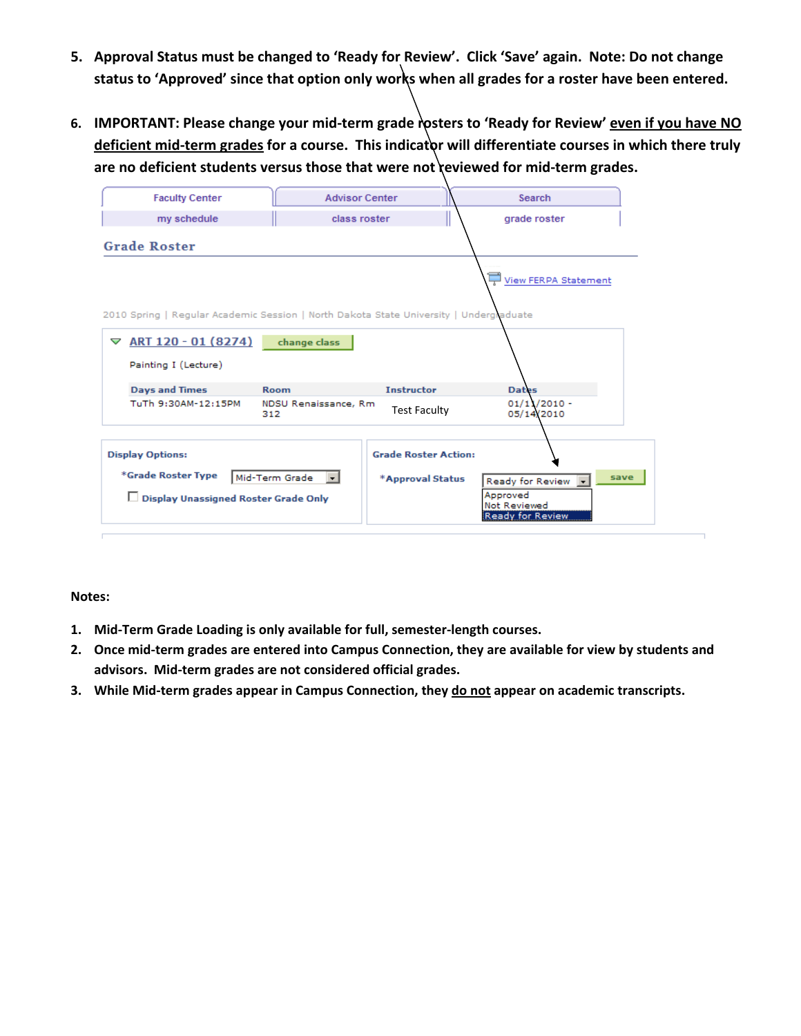5. **Approval Status must be changed to 'Ready for Review'. Click 'Save' again. Note: Do not change status to 'Approved' since that option only works when all grades for a roster have been entered.**

6. **IMPORTANT: Please change your mid-term grade rosters to 'Ready for Review' <u>even if you have NO deficient mid-term grades</u> for a course. This indicator will differentiate courses in which there truly are no deficient students versus those that were not reviewed for mid-term grades.**

Faculty Center | Advisor Center | Search

my schedule | class roster | grade roster

Grade Roster

View FERPA Statement

2010 Spring | Regular Academic Session | North Dakota State University | Undergraduate

ART 120 - 01 (8274) change class

Painting I (Lecture)

| Days and Times | Room | Instructor | Dates |
|---|---|---|---|
| TuTh 9:30AM-12:15PM | NDSU Renaissance, Rm 312 | Test Faculty | 01/11/2010 - 05/14/2010 |

Display Options:

*Grade Roster Type: Mid-Term Grade

Display Unassigned Roster Grade Only

Grade Roster Action:

*Approval Status: Ready for Review — save

Approved
Not Reviewed
Ready for Review

**Notes:**

1. **Mid-Term Grade Loading is only available for full, semester-length courses.**
2. **Once mid-term grades are entered into Campus Connection, they are available for view by students and advisors. Mid-term grades are not considered official grades.**
3. **While Mid-term grades appear in Campus Connection, they <u>do not</u> appear on academic transcripts.**